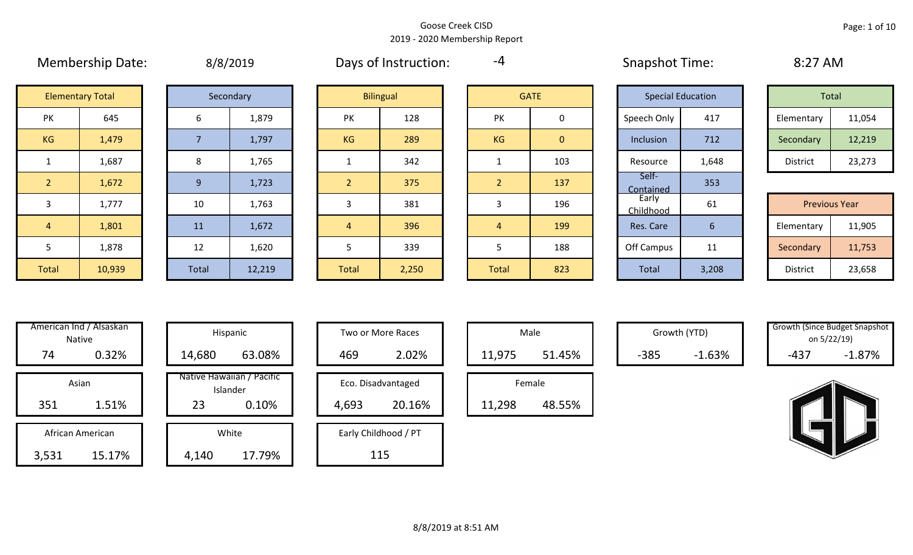# Goose Creek CISD

## 2019 - 2020 Membership Report

Membership Date: 8/8/2019

Days of Instruction: -4

Snapshot Time: 8:27 AM

| Elementary Total | |
|---|---|
| PK | 645 |
| KG | 1,479 |
| 1 | 1,687 |
| 2 | 1,672 |
| 3 | 1,777 |
| 4 | 1,801 |
| 5 | 1,878 |
| Total | 10,939 |

| Secondary | |
|---|---|
| 6 | 1,879 |
| 7 | 1,797 |
| 8 | 1,765 |
| 9 | 1,723 |
| 10 | 1,763 |
| 11 | 1,672 |
| 12 | 1,620 |
| Total | 12,219 |

| Bilingual | |
|---|---|
| PK | 128 |
| KG | 289 |
| 1 | 342 |
| 2 | 375 |
| 3 | 381 |
| 4 | 396 |
| 5 | 339 |
| Total | 2,250 |

| GATE | |
|---|---|
| PK | 0 |
| KG | 0 |
| 1 | 103 |
| 2 | 137 |
| 3 | 196 |
| 4 | 199 |
| 5 | 188 |
| Total | 823 |

| Special Education | |
|---|---|
| Speech Only | 417 |
| Inclusion | 712 |
| Resource | 1,648 |
| Self-Contained | 353 |
| Early Childhood | 61 |
| Res. Care | 6 |
| Off Campus | 11 |
| Total | 3,208 |

| Total | |
|---|---|
| Elementary | 11,054 |
| Secondary | 12,219 |
| District | 23,273 |

| Previous Year | |
|---|---|
| Elementary | 11,905 |
| Secondary | 11,753 |
| District | 23,658 |

| Category | Count | Percent |
|---|---|---|
| American Ind / Alsaskan Native | 74 | 0.32% |
| Asian | 351 | 1.51% |
| African American | 3,531 | 15.17% |
| Hispanic | 14,680 | 63.08% |
| Native Hawaiian / Pacific Islander | 23 | 0.10% |
| White | 4,140 | 17.79% |
| Two or More Races | 469 | 2.02% |
| Eco. Disadvantaged | 4,693 | 20.16% |
| Early Childhood / PT | 115 | |
| Male | 11,975 | 51.45% |
| Female | 11,298 | 48.55% |
| Growth (YTD) | -385 | -1.63% |
| Growth (Since Budget Snapshot on 5/22/19) | -437 | -1.87% |

8/8/2019 at 8:51 AM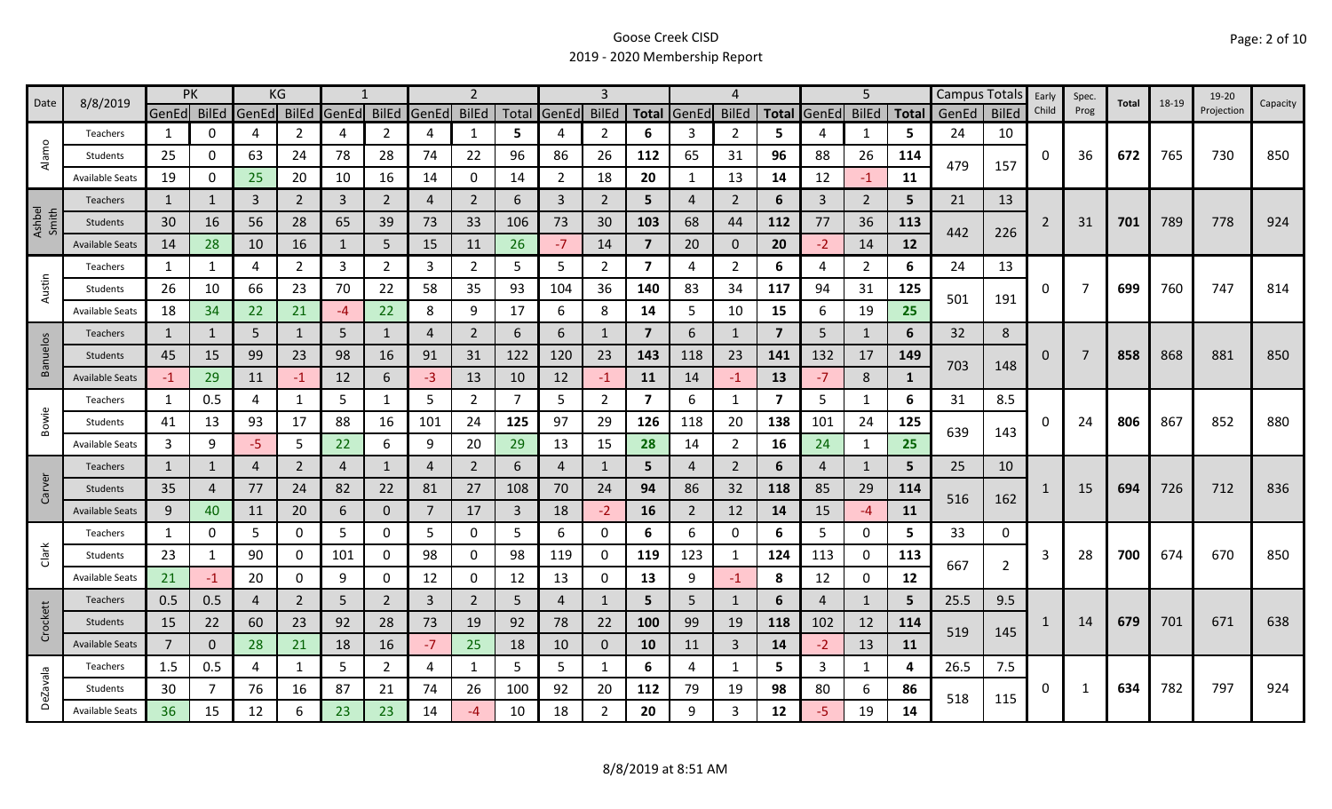Goose Creek CISD
2019 - 2020 Membership Report

| Date | 8/8/2019 | PK | | KG | | 1 | | 2 | | | 3 | | | 4 | | | 5 | | | Campus Totals | | Early Child | Spec. Prog | Total | 18-19 | 19-20 Projection | Capacity |
|---|---|---|---|---|---|---|---|---|---|---|---|---|---|---|---|---|---|---|---|---|---|---|---|---|---|---|---|
| | | GenEd | BilEd | GenEd | BilEd | GenEd | BilEd | GenEd | BilEd | Total | GenEd | BilEd | Total | GenEd | BilEd | Total | GenEd | BilEd | Total | GenEd | BilEd | | | | | | |
| Alamo | Teachers | 1 | 0 | 4 | 2 | 4 | 2 | 4 | 1 | 5 | 4 | 2 | **6** | 3 | 2 | **5** | 4 | 1 | **5** | 24 | 10 | 0 | 36 | **672** | 765 | 730 | 850 |
| | Students | 25 | 0 | 63 | 24 | 78 | 28 | 74 | 22 | 96 | 86 | 26 | **112** | 65 | 31 | **96** | 88 | 26 | **114** | 479 | 157 | | | | | | |
| | Available Seats | 19 | 0 | 25 | 20 | 10 | 16 | 14 | 0 | 14 | 2 | 18 | **20** | 1 | 13 | **14** | 12 | -1 | **11** | | | | | | | | |
| Ashbel Smith | Teachers | 1 | 1 | 3 | 2 | 3 | 2 | 4 | 2 | 6 | 3 | 2 | **5** | 4 | 2 | **6** | 3 | 2 | **5** | 21 | 13 | 2 | 31 | **701** | 789 | 778 | 924 |
| | Students | 30 | 16 | 56 | 28 | 65 | 39 | 73 | 33 | 106 | 73 | 30 | **103** | 68 | 44 | **112** | 77 | 36 | **113** | 442 | 226 | | | | | | |
| | Available Seats | 14 | 28 | 10 | 16 | 1 | 5 | 15 | 11 | 26 | -7 | 14 | **7** | 20 | 0 | **20** | -2 | 14 | **12** | | | | | | | | |
| Austin | Teachers | 1 | 1 | 4 | 2 | 3 | 2 | 3 | 2 | 5 | 5 | 2 | **7** | 4 | 2 | **6** | 4 | 2 | **6** | 24 | 13 | 0 | 7 | **699** | 760 | 747 | 814 |
| | Students | 26 | 10 | 66 | 23 | 70 | 22 | 58 | 35 | 93 | 104 | 36 | **140** | 83 | 34 | **117** | 94 | 31 | **125** | 501 | 191 | | | | | | |
| | Available Seats | 18 | 34 | 22 | 21 | -4 | 22 | 8 | 9 | 17 | 6 | 8 | **14** | 5 | 10 | **15** | 6 | 19 | **25** | | | | | | | | |
| Banuelos | Teachers | 1 | 1 | 5 | 1 | 5 | 1 | 4 | 2 | 6 | 6 | 1 | **7** | 6 | 1 | **7** | 5 | 1 | **6** | 32 | 8 | 0 | 7 | **858** | 868 | 881 | 850 |
| | Students | 45 | 15 | 99 | 23 | 98 | 16 | 91 | 31 | 122 | 120 | 23 | **143** | 118 | 23 | **141** | 132 | 17 | **149** | 703 | 148 | | | | | | |
| | Available Seats | -1 | 29 | 11 | -1 | 12 | 6 | -3 | 13 | 10 | 12 | -1 | **11** | 14 | -1 | **13** | -7 | 8 | **1** | | | | | | | | |
| Bowie | Teachers | 1 | 0.5 | 4 | 1 | 5 | 1 | 5 | 2 | 7 | 5 | 2 | **7** | 6 | 1 | **7** | 5 | 1 | **6** | 31 | 8.5 | 0 | 24 | **806** | 867 | 852 | 880 |
| | Students | 41 | 13 | 93 | 17 | 88 | 16 | 101 | 24 | **125** | 97 | 29 | **126** | 118 | 20 | **138** | 101 | 24 | **125** | 639 | 143 | | | | | | |
| | Available Seats | 3 | 9 | -5 | 5 | 22 | 6 | 9 | 20 | **29** | 13 | 15 | **28** | 14 | 2 | **16** | 24 | 1 | **25** | | | | | | | | |
| Carver | Teachers | 1 | 1 | 4 | 2 | 4 | 1 | 4 | 2 | 6 | 4 | 1 | **5** | 4 | 2 | **6** | 4 | 1 | **5** | 25 | 10 | 1 | 15 | **694** | 726 | 712 | 836 |
| | Students | 35 | 4 | 77 | 24 | 82 | 22 | 81 | 27 | 108 | 70 | 24 | **94** | 86 | 32 | **118** | 85 | 29 | **114** | 516 | 162 | | | | | | |
| | Available Seats | 9 | 40 | 11 | 20 | 6 | 0 | 7 | 17 | 3 | 18 | -2 | **16** | 2 | 12 | **14** | 15 | -4 | **11** | | | | | | | | |
| Clark | Teachers | 1 | 0 | 5 | 0 | 5 | 0 | 5 | 0 | 5 | 6 | 0 | **6** | 6 | 0 | **6** | 5 | 0 | **5** | 33 | 0 | 3 | 28 | **700** | 674 | 670 | 850 |
| | Students | 23 | 1 | 90 | 0 | 101 | 0 | 98 | 0 | 98 | 119 | 0 | **119** | 123 | 1 | **124** | 113 | 0 | **113** | 667 | 2 | | | | | | |
| | Available Seats | 21 | -1 | 20 | 0 | 9 | 0 | 12 | 0 | 12 | 13 | 0 | **13** | 9 | -1 | **8** | 12 | 0 | **12** | | | | | | | | |
| Crockett | Teachers | 0.5 | 0.5 | 4 | 2 | 5 | 2 | 3 | 2 | 5 | 4 | 1 | **5** | 5 | 1 | **6** | 4 | 1 | **5** | 25.5 | 9.5 | 1 | 14 | **679** | 701 | 671 | 638 |
| | Students | 15 | 22 | 60 | 23 | 92 | 28 | 73 | 19 | 92 | 78 | 22 | **100** | 99 | 19 | **118** | 102 | 12 | **114** | 519 | 145 | | | | | | |
| | Available Seats | 7 | 0 | 28 | 21 | 18 | 16 | -7 | 25 | 18 | 10 | 0 | **10** | 11 | 3 | **14** | -2 | 13 | **11** | | | | | | | | |
| DeZavala | Teachers | 1.5 | 0.5 | 4 | 1 | 5 | 2 | 4 | 1 | 5 | 5 | 1 | **6** | 4 | 1 | **5** | 3 | 1 | **4** | 26.5 | 7.5 | 0 | 1 | **634** | 782 | 797 | 924 |
| | Students | 30 | 7 | 76 | 16 | 87 | 21 | 74 | 26 | 100 | 92 | 20 | **112** | 79 | 19 | **98** | 80 | 6 | **86** | 518 | 115 | | | | | | |
| | Available Seats | 36 | 15 | 12 | 6 | 23 | 23 | 14 | -4 | 10 | 18 | 2 | **20** | 9 | 3 | **12** | -5 | 19 | **14** | | | | | | | | |

8/8/2019 at 8:51 AM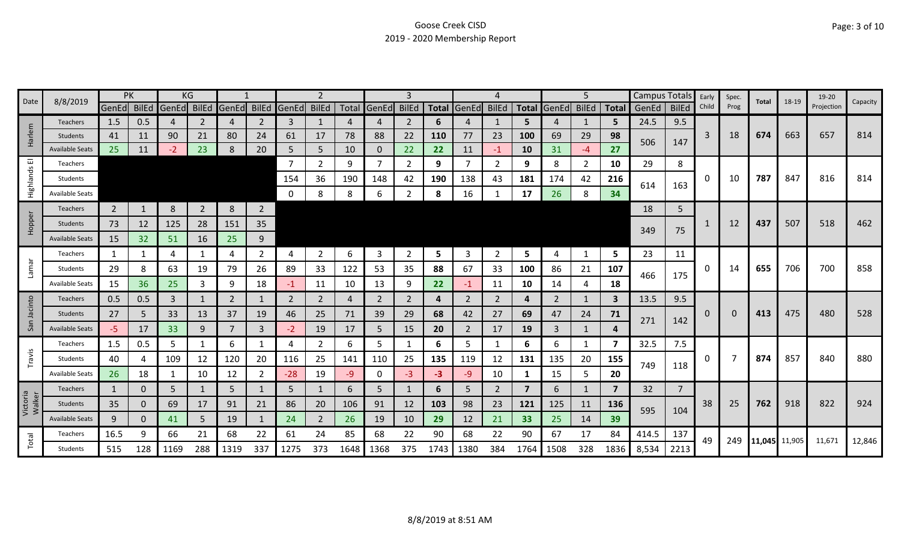# Goose Creek CISD
## 2019 - 2020 Membership Report

| Date | 8/8/2019 | PK | | KG | | 1 | | 2 | | | 3 | | | 4 | | | 5 | | | Campus Totals | | Early Child | Spec. Prog | Total | 18-19 | 19-20 Projection | Capacity |
|---|---|---|---|---|---|---|---|---|---|---|---|---|---|---|---|---|---|---|---|---|---|---|---|---|---|---|---|
| | | GenEd | BilEd | GenEd | BilEd | GenEd | BilEd | GenEd | BilEd | Total | GenEd | BilEd | Total | GenEd | BilEd | Total | GenEd | BilEd | Total | GenEd | BilEd | | | | | | |
| Harlem | Teachers | 1.5 | 0.5 | 4 | 2 | 4 | 2 | 3 | 1 | 4 | 4 | 2 | 6 | 4 | 1 | 5 | 4 | 1 | 5 | 24.5 | 9.5 | 3 | 18 | 674 | 663 | 657 | 814 |
| | Students | 41 | 11 | 90 | 21 | 80 | 24 | 61 | 17 | 78 | 88 | 22 | 110 | 77 | 23 | 100 | 69 | 29 | 98 | 506 | 147 | | | | | | |
| | Available Seats | 25 | 11 | -2 | 23 | 8 | 20 | 5 | 5 | 10 | 0 | 22 | 22 | 11 | -1 | 10 | 31 | -4 | 27 | | | | | | | | |
| Highlands El | Teachers | | | | | | | 7 | 2 | 9 | 7 | 2 | 9 | 7 | 2 | 9 | 8 | 2 | 10 | 29 | 8 | 0 | 10 | 787 | 847 | 816 | 814 |
| | Students | | | | | | | 154 | 36 | 190 | 148 | 42 | 190 | 138 | 43 | 181 | 174 | 42 | 216 | 614 | 163 | | | | | | |
| | Available Seats | | | | | | | 0 | 8 | 8 | 6 | 2 | 8 | 16 | 1 | 17 | 26 | 8 | 34 | | | | | | | | |
| Hopper | Teachers | 2 | 1 | 8 | 2 | 8 | 2 | | | | | | | | | | | | | 18 | 5 | 1 | 12 | 437 | 507 | 518 | 462 |
| | Students | 73 | 12 | 125 | 28 | 151 | 35 | | | | | | | | | | | | | 349 | 75 | | | | | | |
| | Available Seats | 15 | 32 | 51 | 16 | 25 | 9 | | | | | | | | | | | | | | | | | | | | |
| Lamar | Teachers | 1 | 1 | 4 | 1 | 4 | 2 | 4 | 2 | 6 | 3 | 2 | 5 | 3 | 2 | 5 | 4 | 1 | 5 | 23 | 11 | 0 | 14 | 655 | 706 | 700 | 858 |
| | Students | 29 | 8 | 63 | 19 | 79 | 26 | 89 | 33 | 122 | 53 | 35 | 88 | 67 | 33 | 100 | 86 | 21 | 107 | 466 | 175 | | | | | | |
| | Available Seats | 15 | 36 | 25 | 3 | 9 | 18 | -1 | 11 | 10 | 13 | 9 | 22 | -1 | 11 | 10 | 14 | 4 | 18 | | | | | | | | |
| San Jacinto | Teachers | 0.5 | 0.5 | 3 | 1 | 2 | 1 | 2 | 2 | 4 | 2 | 2 | 4 | 2 | 2 | 4 | 2 | 1 | 3 | 13.5 | 9.5 | 0 | 0 | 413 | 475 | 480 | 528 |
| | Students | 27 | 5 | 33 | 13 | 37 | 19 | 46 | 25 | 71 | 39 | 29 | 68 | 42 | 27 | 69 | 47 | 24 | 71 | 271 | 142 | | | | | | |
| | Available Seats | -5 | 17 | 33 | 9 | 7 | 3 | -2 | 19 | 17 | 5 | 15 | 20 | 2 | 17 | 19 | 3 | 1 | 4 | | | | | | | | |
| Travis | Teachers | 1.5 | 0.5 | 5 | 1 | 6 | 1 | 4 | 2 | 6 | 5 | 1 | 6 | 5 | 1 | 6 | 6 | 1 | 7 | 32.5 | 7.5 | 0 | 7 | 874 | 857 | 840 | 880 |
| | Students | 40 | 4 | 109 | 12 | 120 | 20 | 116 | 25 | 141 | 110 | 25 | 135 | 119 | 12 | 131 | 135 | 20 | 155 | 749 | 118 | | | | | | |
| | Available Seats | 26 | 18 | 1 | 10 | 12 | 2 | -28 | 19 | -9 | 0 | -3 | -3 | -9 | 10 | 1 | 15 | 5 | 20 | | | | | | | | |
| Victoria Walker | Teachers | 1 | 0 | 5 | 1 | 5 | 1 | 5 | 1 | 6 | 5 | 1 | 6 | 5 | 2 | 7 | 6 | 1 | 7 | 32 | 7 | 38 | 25 | 762 | 918 | 822 | 924 |
| | Students | 35 | 0 | 69 | 17 | 91 | 21 | 86 | 20 | 106 | 91 | 12 | 103 | 98 | 23 | 121 | 125 | 11 | 136 | 595 | 104 | | | | | | |
| | Available Seats | 9 | 0 | 41 | 5 | 19 | 1 | 24 | 2 | 26 | 19 | 10 | 29 | 12 | 21 | 33 | 25 | 14 | 39 | | | | | | | | |
| Total | Teachers | 16.5 | 9 | 66 | 21 | 68 | 22 | 61 | 24 | 85 | 68 | 22 | 90 | 68 | 22 | 90 | 67 | 17 | 84 | 414.5 | 137 | 49 | 249 | 11,045 | 11,905 | 11,671 | 12,846 |
| | Students | 515 | 128 | 1169 | 288 | 1319 | 337 | 1275 | 373 | 1648 | 1368 | 375 | 1743 | 1380 | 384 | 1764 | 1508 | 328 | 1836 | 8,534 | 2213 | | | | | | |

8/8/2019 at 8:51 AM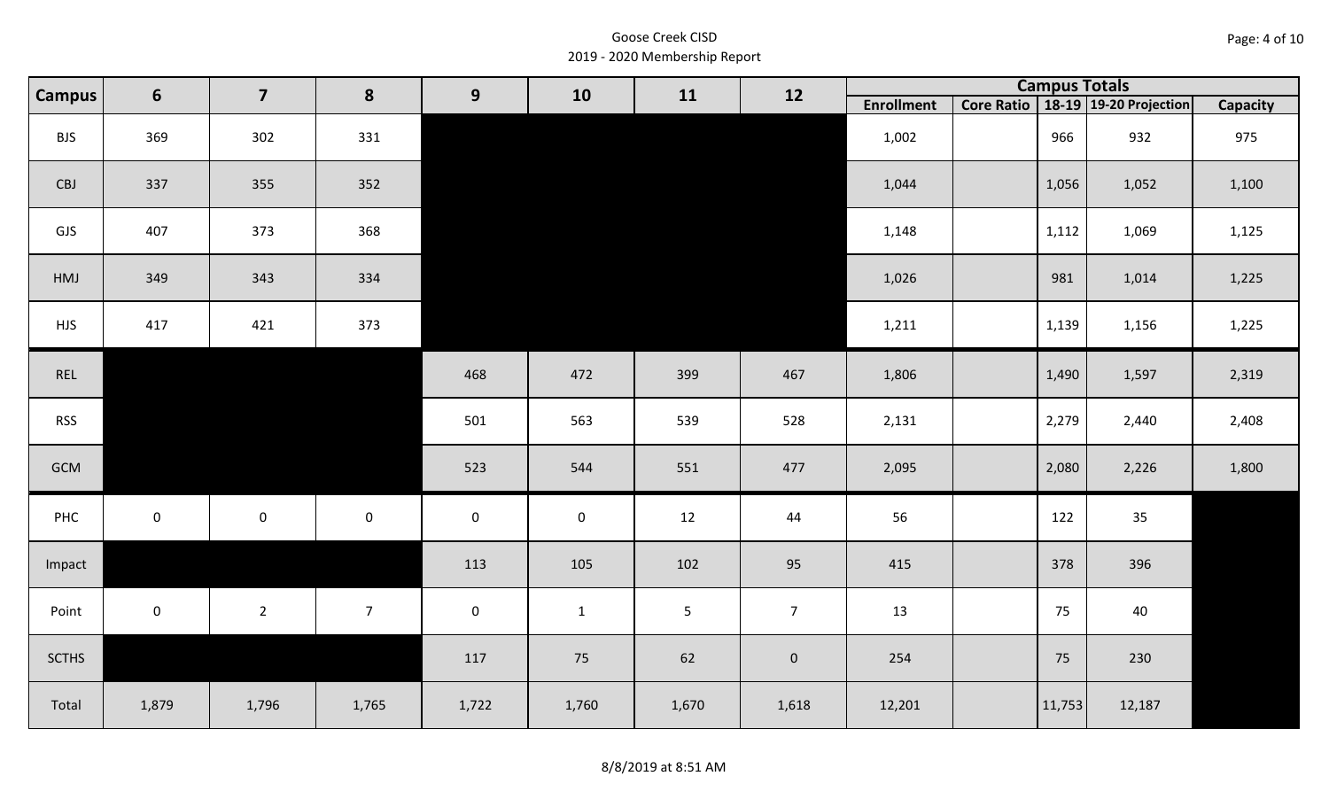Goose Creek CISD
2019 - 2020 Membership Report

| Campus | 6 | 7 | 8 | 9 | 10 | 11 | 12 | Campus Totals | | | | |
|---|---|---|---|---|---|---|---|---|---|---|---|---|
| | | | | | | | | Enrollment | Core Ratio | 18-19 | 19-20 Projection | Capacity |
| BJS | 369 | 302 | 331 | | | | | 1,002 | | 966 | 932 | 975 |
| CBJ | 337 | 355 | 352 | | | | | 1,044 | | 1,056 | 1,052 | 1,100 |
| GJS | 407 | 373 | 368 | | | | | 1,148 | | 1,112 | 1,069 | 1,125 |
| HMJ | 349 | 343 | 334 | | | | | 1,026 | | 981 | 1,014 | 1,225 |
| HJS | 417 | 421 | 373 | | | | | 1,211 | | 1,139 | 1,156 | 1,225 |
| REL | | | | 468 | 472 | 399 | 467 | 1,806 | | 1,490 | 1,597 | 2,319 |
| RSS | | | | 501 | 563 | 539 | 528 | 2,131 | | 2,279 | 2,440 | 2,408 |
| GCM | | | | 523 | 544 | 551 | 477 | 2,095 | | 2,080 | 2,226 | 1,800 |
| PHC | 0 | 0 | 0 | 0 | 0 | 12 | 44 | 56 | | 122 | 35 | |
| Impact | | | | 113 | 105 | 102 | 95 | 415 | | 378 | 396 | |
| Point | 0 | 2 | 7 | 0 | 1 | 5 | 7 | 13 | | 75 | 40 | |
| SCTHS | | | | 117 | 75 | 62 | 0 | 254 | | 75 | 230 | |
| Total | 1,879 | 1,796 | 1,765 | 1,722 | 1,760 | 1,670 | 1,618 | 12,201 | | 11,753 | 12,187 | |

8/8/2019 at 8:51 AM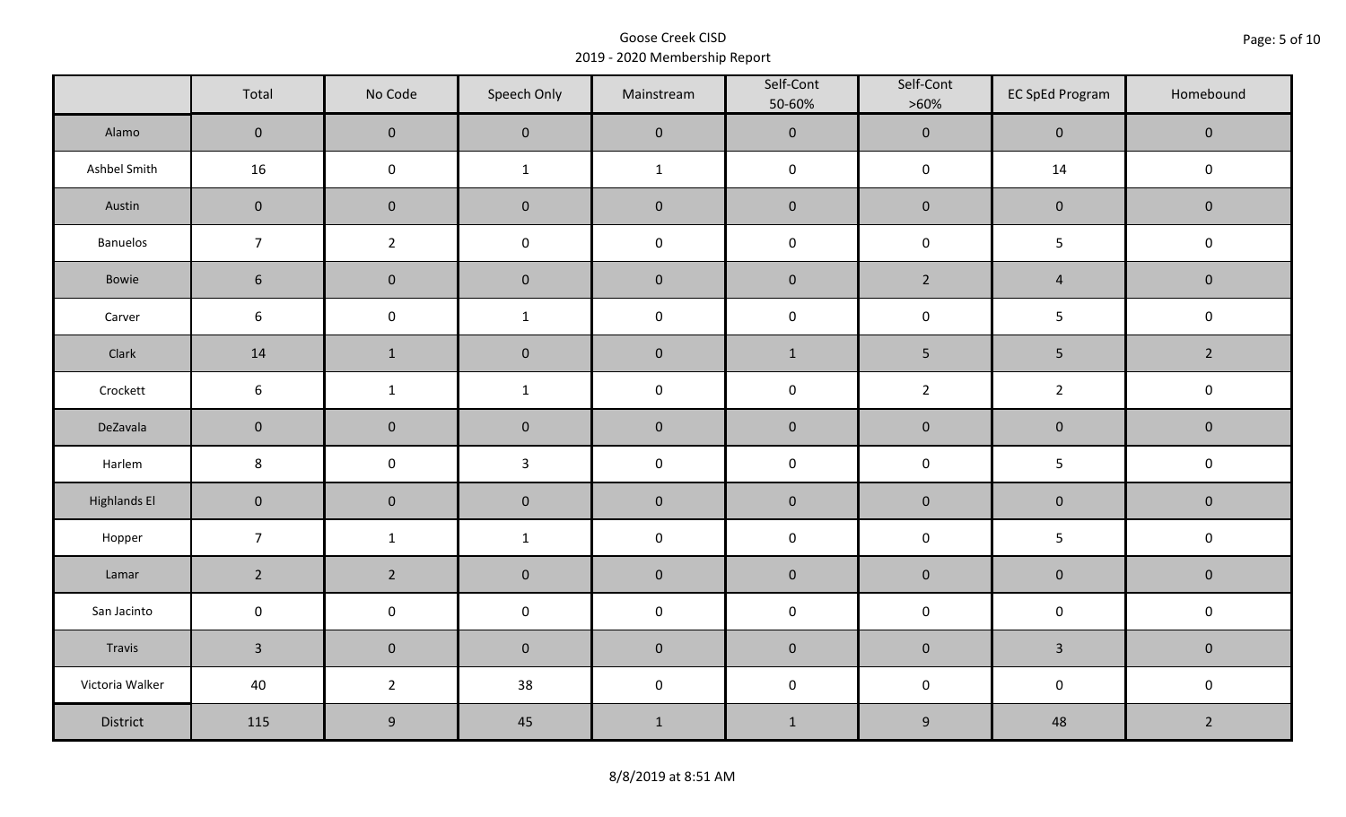Goose Creek CISD
2019 - 2020 Membership Report

| | Total | No Code | Speech Only | Mainstream | Self-Cont 50-60% | Self-Cont >60% | EC SpEd Program | Homebound |
|---|---|---|---|---|---|---|---|---|
| Alamo | 0 | 0 | 0 | 0 | 0 | 0 | 0 | 0 |
| Ashbel Smith | 16 | 0 | 1 | 1 | 0 | 0 | 14 | 0 |
| Austin | 0 | 0 | 0 | 0 | 0 | 0 | 0 | 0 |
| Banuelos | 7 | 2 | 0 | 0 | 0 | 0 | 5 | 0 |
| Bowie | 6 | 0 | 0 | 0 | 0 | 2 | 4 | 0 |
| Carver | 6 | 0 | 1 | 0 | 0 | 0 | 5 | 0 |
| Clark | 14 | 1 | 0 | 0 | 1 | 5 | 5 | 2 |
| Crockett | 6 | 1 | 1 | 0 | 0 | 2 | 2 | 0 |
| DeZavala | 0 | 0 | 0 | 0 | 0 | 0 | 0 | 0 |
| Harlem | 8 | 0 | 3 | 0 | 0 | 0 | 5 | 0 |
| Highlands El | 0 | 0 | 0 | 0 | 0 | 0 | 0 | 0 |
| Hopper | 7 | 1 | 1 | 0 | 0 | 0 | 5 | 0 |
| Lamar | 2 | 2 | 0 | 0 | 0 | 0 | 0 | 0 |
| San Jacinto | 0 | 0 | 0 | 0 | 0 | 0 | 0 | 0 |
| Travis | 3 | 0 | 0 | 0 | 0 | 0 | 3 | 0 |
| Victoria Walker | 40 | 2 | 38 | 0 | 0 | 0 | 0 | 0 |
| District | 115 | 9 | 45 | 1 | 1 | 9 | 48 | 2 |

8/8/2019 at 8:51 AM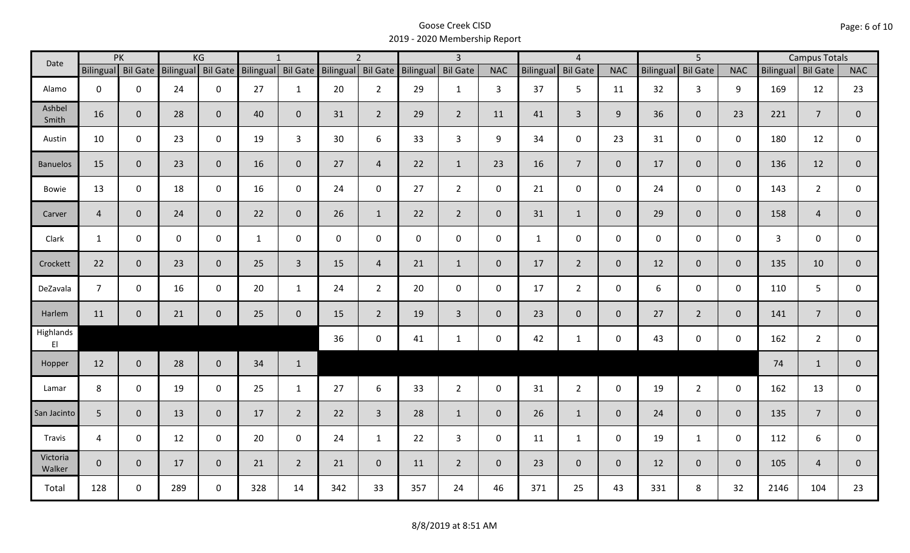# Goose Creek CISD
## 2019 - 2020 Membership Report

| Date | PK | | KG | | 1 | | 2 | | 3 | | | 4 | | | 5 | | | Campus Totals | | |
|---|---|---|---|---|---|---|---|---|---|---|---|---|---|---|---|---|---|---|---|---|
| | Bilingual | Bil Gate | Bilingual | Bil Gate | Bilingual | Bil Gate | Bilingual | Bil Gate | Bilingual | Bil Gate | NAC | Bilingual | Bil Gate | NAC | Bilingual | Bil Gate | NAC | Bilingual | Bil Gate | NAC |
| Alamo | 0 | 0 | 24 | 0 | 27 | 1 | 20 | 2 | 29 | 1 | 3 | 37 | 5 | 11 | 32 | 3 | 9 | 169 | 12 | 23 |
| Ashbel Smith | 16 | 0 | 28 | 0 | 40 | 0 | 31 | 2 | 29 | 2 | 11 | 41 | 3 | 9 | 36 | 0 | 23 | 221 | 7 | 0 |
| Austin | 10 | 0 | 23 | 0 | 19 | 3 | 30 | 6 | 33 | 3 | 9 | 34 | 0 | 23 | 31 | 0 | 0 | 180 | 12 | 0 |
| Banuelos | 15 | 0 | 23 | 0 | 16 | 0 | 27 | 4 | 22 | 1 | 23 | 16 | 7 | 0 | 17 | 0 | 0 | 136 | 12 | 0 |
| Bowie | 13 | 0 | 18 | 0 | 16 | 0 | 24 | 0 | 27 | 2 | 0 | 21 | 0 | 0 | 24 | 0 | 0 | 143 | 2 | 0 |
| Carver | 4 | 0 | 24 | 0 | 22 | 0 | 26 | 1 | 22 | 2 | 0 | 31 | 1 | 0 | 29 | 0 | 0 | 158 | 4 | 0 |
| Clark | 1 | 0 | 0 | 0 | 1 | 0 | 0 | 0 | 0 | 0 | 0 | 1 | 0 | 0 | 0 | 0 | 0 | 3 | 0 | 0 |
| Crockett | 22 | 0 | 23 | 0 | 25 | 3 | 15 | 4 | 21 | 1 | 0 | 17 | 2 | 0 | 12 | 0 | 0 | 135 | 10 | 0 |
| DeZavala | 7 | 0 | 16 | 0 | 20 | 1 | 24 | 2 | 20 | 0 | 0 | 17 | 2 | 0 | 6 | 0 | 0 | 110 | 5 | 0 |
| Harlem | 11 | 0 | 21 | 0 | 25 | 0 | 15 | 2 | 19 | 3 | 0 | 23 | 0 | 0 | 27 | 2 | 0 | 141 | 7 | 0 |
| Highlands El | | | | | | | 36 | 0 | 41 | 1 | 0 | 42 | 1 | 0 | 43 | 0 | 0 | 162 | 2 | 0 |
| Hopper | 12 | 0 | 28 | 0 | 34 | 1 | | | | | | | | | | | | 74 | 1 | 0 |
| Lamar | 8 | 0 | 19 | 0 | 25 | 1 | 27 | 6 | 33 | 2 | 0 | 31 | 2 | 0 | 19 | 2 | 0 | 162 | 13 | 0 |
| San Jacinto | 5 | 0 | 13 | 0 | 17 | 2 | 22 | 3 | 28 | 1 | 0 | 26 | 1 | 0 | 24 | 0 | 0 | 135 | 7 | 0 |
| Travis | 4 | 0 | 12 | 0 | 20 | 0 | 24 | 1 | 22 | 3 | 0 | 11 | 1 | 0 | 19 | 1 | 0 | 112 | 6 | 0 |
| Victoria Walker | 0 | 0 | 17 | 0 | 21 | 2 | 21 | 0 | 11 | 2 | 0 | 23 | 0 | 0 | 12 | 0 | 0 | 105 | 4 | 0 |
| Total | 128 | 0 | 289 | 0 | 328 | 14 | 342 | 33 | 357 | 24 | 46 | 371 | 25 | 43 | 331 | 8 | 32 | 2146 | 104 | 23 |

8/8/2019 at 8:51 AM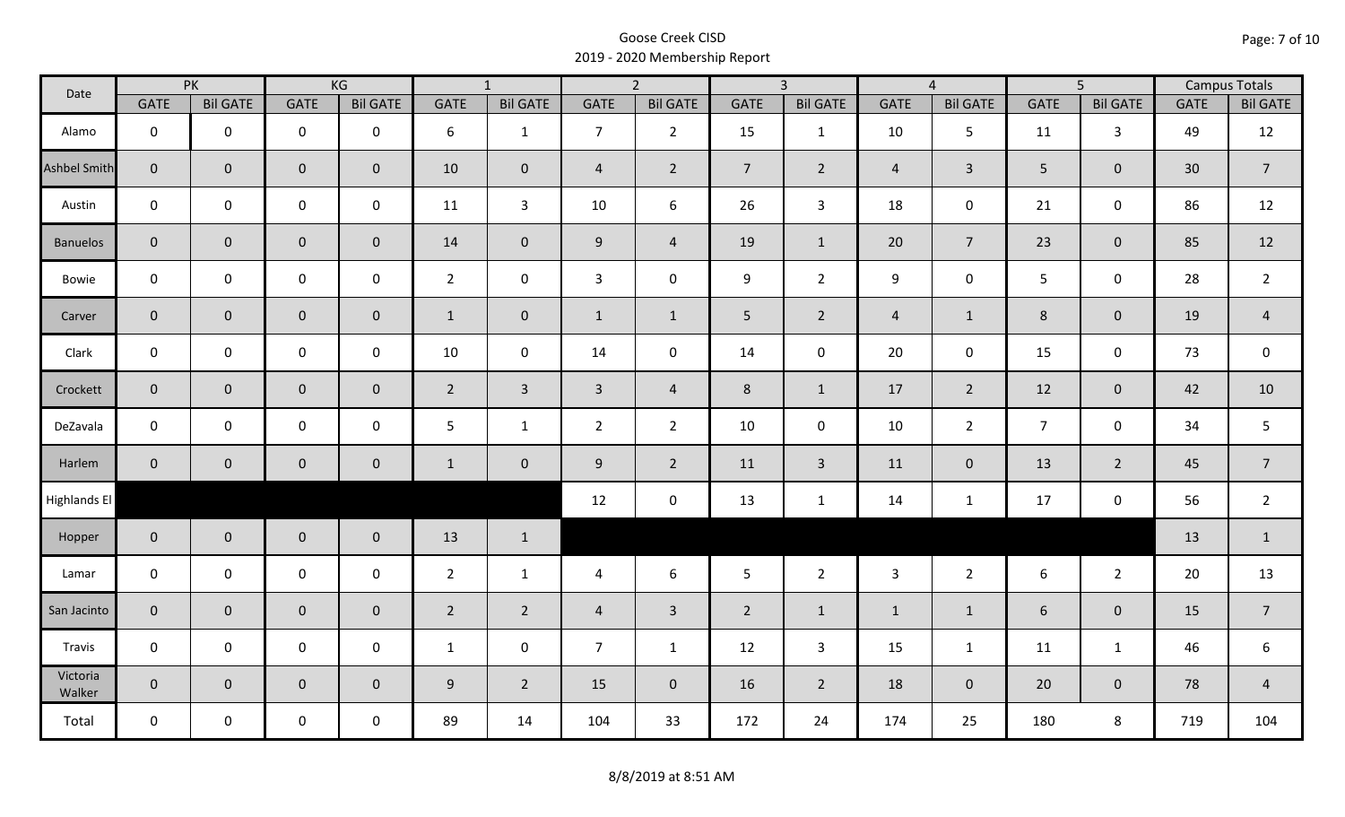Goose Creek CISD
2019 - 2020 Membership Report

| Date | PK | | KG | | 1 | | 2 | | 3 | | 4 | | 5 | | Campus Totals | |
|---|---|---|---|---|---|---|---|---|---|---|---|---|---|---|---|---|
| | GATE | Bil GATE | GATE | Bil GATE | GATE | Bil GATE | GATE | Bil GATE | GATE | Bil GATE | GATE | Bil GATE | GATE | Bil GATE | GATE | Bil GATE |
| Alamo | 0 | 0 | 0 | 0 | 6 | 1 | 7 | 2 | 15 | 1 | 10 | 5 | 11 | 3 | 49 | 12 |
| Ashbel Smith | 0 | 0 | 0 | 0 | 10 | 0 | 4 | 2 | 7 | 2 | 4 | 3 | 5 | 0 | 30 | 7 |
| Austin | 0 | 0 | 0 | 0 | 11 | 3 | 10 | 6 | 26 | 3 | 18 | 0 | 21 | 0 | 86 | 12 |
| Banuelos | 0 | 0 | 0 | 0 | 14 | 0 | 9 | 4 | 19 | 1 | 20 | 7 | 23 | 0 | 85 | 12 |
| Bowie | 0 | 0 | 0 | 0 | 2 | 0 | 3 | 0 | 9 | 2 | 9 | 0 | 5 | 0 | 28 | 2 |
| Carver | 0 | 0 | 0 | 0 | 1 | 0 | 1 | 1 | 5 | 2 | 4 | 1 | 8 | 0 | 19 | 4 |
| Clark | 0 | 0 | 0 | 0 | 10 | 0 | 14 | 0 | 14 | 0 | 20 | 0 | 15 | 0 | 73 | 0 |
| Crockett | 0 | 0 | 0 | 0 | 2 | 3 | 3 | 4 | 8 | 1 | 17 | 2 | 12 | 0 | 42 | 10 |
| DeZavala | 0 | 0 | 0 | 0 | 5 | 1 | 2 | 2 | 10 | 0 | 10 | 2 | 7 | 0 | 34 | 5 |
| Harlem | 0 | 0 | 0 | 0 | 1 | 0 | 9 | 2 | 11 | 3 | 11 | 0 | 13 | 2 | 45 | 7 |
| Highlands El | | | | | | | 12 | 0 | 13 | 1 | 14 | 1 | 17 | 0 | 56 | 2 |
| Hopper | 0 | 0 | 0 | 0 | 13 | 1 | | | | | | | | | 13 | 1 |
| Lamar | 0 | 0 | 0 | 0 | 2 | 1 | 4 | 6 | 5 | 2 | 3 | 2 | 6 | 2 | 20 | 13 |
| San Jacinto | 0 | 0 | 0 | 0 | 2 | 2 | 4 | 3 | 2 | 1 | 1 | 1 | 6 | 0 | 15 | 7 |
| Travis | 0 | 0 | 0 | 0 | 1 | 0 | 7 | 1 | 12 | 3 | 15 | 1 | 11 | 1 | 46 | 6 |
| Victoria Walker | 0 | 0 | 0 | 0 | 9 | 2 | 15 | 0 | 16 | 2 | 18 | 0 | 20 | 0 | 78 | 4 |
| Total | 0 | 0 | 0 | 0 | 89 | 14 | 104 | 33 | 172 | 24 | 174 | 25 | 180 | 8 | 719 | 104 |

8/8/2019 at 8:51 AM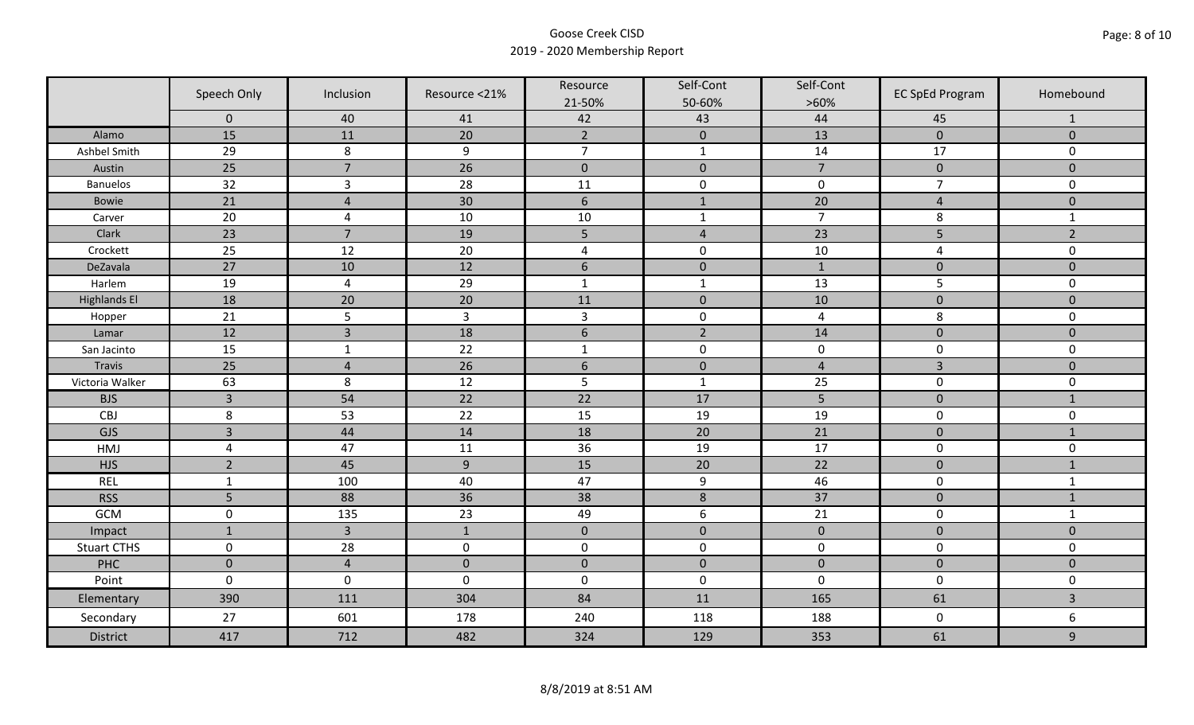# Goose Creek CISD
## 2019 - 2020 Membership Report

| | Speech Only | Inclusion | Resource <21% | Resource 21-50% | Self-Cont 50-60% | Self-Cont >60% | EC SpEd Program | Homebound |
|---|---|---|---|---|---|---|---|---|
| | 0 | 40 | 41 | 42 | 43 | 44 | 45 | 1 |
| Alamo | 15 | 11 | 20 | 2 | 0 | 13 | 0 | 0 |
| Ashbel Smith | 29 | 8 | 9 | 7 | 1 | 14 | 17 | 0 |
| Austin | 25 | 7 | 26 | 0 | 0 | 7 | 0 | 0 |
| Banuelos | 32 | 3 | 28 | 11 | 0 | 0 | 7 | 0 |
| Bowie | 21 | 4 | 30 | 6 | 1 | 20 | 4 | 0 |
| Carver | 20 | 4 | 10 | 10 | 1 | 7 | 8 | 1 |
| Clark | 23 | 7 | 19 | 5 | 4 | 23 | 5 | 2 |
| Crockett | 25 | 12 | 20 | 4 | 0 | 10 | 4 | 0 |
| DeZavala | 27 | 10 | 12 | 6 | 0 | 1 | 0 | 0 |
| Harlem | 19 | 4 | 29 | 1 | 1 | 13 | 5 | 0 |
| Highlands El | 18 | 20 | 20 | 11 | 0 | 10 | 0 | 0 |
| Hopper | 21 | 5 | 3 | 3 | 0 | 4 | 8 | 0 |
| Lamar | 12 | 3 | 18 | 6 | 2 | 14 | 0 | 0 |
| San Jacinto | 15 | 1 | 22 | 1 | 0 | 0 | 0 | 0 |
| Travis | 25 | 4 | 26 | 6 | 0 | 4 | 3 | 0 |
| Victoria Walker | 63 | 8 | 12 | 5 | 1 | 25 | 0 | 0 |
| BJS | 3 | 54 | 22 | 22 | 17 | 5 | 0 | 1 |
| CBJ | 8 | 53 | 22 | 15 | 19 | 19 | 0 | 0 |
| GJS | 3 | 44 | 14 | 18 | 20 | 21 | 0 | 1 |
| HMJ | 4 | 47 | 11 | 36 | 19 | 17 | 0 | 0 |
| HJS | 2 | 45 | 9 | 15 | 20 | 22 | 0 | 1 |
| REL | 1 | 100 | 40 | 47 | 9 | 46 | 0 | 1 |
| RSS | 5 | 88 | 36 | 38 | 8 | 37 | 0 | 1 |
| GCM | 0 | 135 | 23 | 49 | 6 | 21 | 0 | 1 |
| Impact | 1 | 3 | 1 | 0 | 0 | 0 | 0 | 0 |
| Stuart CTHS | 0 | 28 | 0 | 0 | 0 | 0 | 0 | 0 |
| PHC | 0 | 4 | 0 | 0 | 0 | 0 | 0 | 0 |
| Point | 0 | 0 | 0 | 0 | 0 | 0 | 0 | 0 |
| Elementary | 390 | 111 | 304 | 84 | 11 | 165 | 61 | 3 |
| Secondary | 27 | 601 | 178 | 240 | 118 | 188 | 0 | 6 |
| District | 417 | 712 | 482 | 324 | 129 | 353 | 61 | 9 |

8/8/2019 at 8:51 AM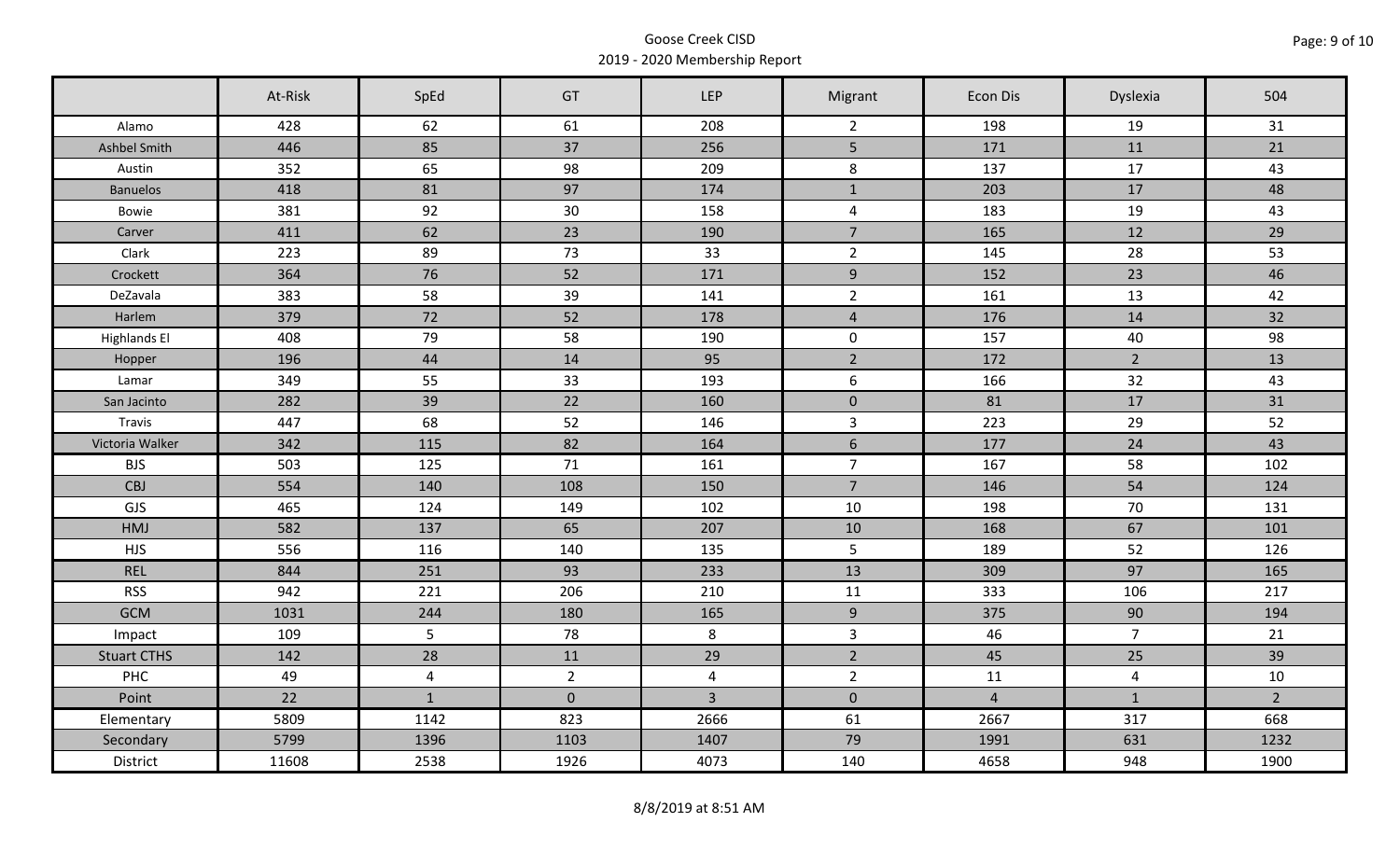Goose Creek CISD
2019 - 2020 Membership Report

| | At-Risk | SpEd | GT | LEP | Migrant | Econ Dis | Dyslexia | 504 |
|---|---|---|---|---|---|---|---|---|
| Alamo | 428 | 62 | 61 | 208 | 2 | 198 | 19 | 31 |
| Ashbel Smith | 446 | 85 | 37 | 256 | 5 | 171 | 11 | 21 |
| Austin | 352 | 65 | 98 | 209 | 8 | 137 | 17 | 43 |
| Banuelos | 418 | 81 | 97 | 174 | 1 | 203 | 17 | 48 |
| Bowie | 381 | 92 | 30 | 158 | 4 | 183 | 19 | 43 |
| Carver | 411 | 62 | 23 | 190 | 7 | 165 | 12 | 29 |
| Clark | 223 | 89 | 73 | 33 | 2 | 145 | 28 | 53 |
| Crockett | 364 | 76 | 52 | 171 | 9 | 152 | 23 | 46 |
| DeZavala | 383 | 58 | 39 | 141 | 2 | 161 | 13 | 42 |
| Harlem | 379 | 72 | 52 | 178 | 4 | 176 | 14 | 32 |
| Highlands El | 408 | 79 | 58 | 190 | 0 | 157 | 40 | 98 |
| Hopper | 196 | 44 | 14 | 95 | 2 | 172 | 2 | 13 |
| Lamar | 349 | 55 | 33 | 193 | 6 | 166 | 32 | 43 |
| San Jacinto | 282 | 39 | 22 | 160 | 0 | 81 | 17 | 31 |
| Travis | 447 | 68 | 52 | 146 | 3 | 223 | 29 | 52 |
| Victoria Walker | 342 | 115 | 82 | 164 | 6 | 177 | 24 | 43 |
| BJS | 503 | 125 | 71 | 161 | 7 | 167 | 58 | 102 |
| CBJ | 554 | 140 | 108 | 150 | 7 | 146 | 54 | 124 |
| GJS | 465 | 124 | 149 | 102 | 10 | 198 | 70 | 131 |
| HMJ | 582 | 137 | 65 | 207 | 10 | 168 | 67 | 101 |
| HJS | 556 | 116 | 140 | 135 | 5 | 189 | 52 | 126 |
| REL | 844 | 251 | 93 | 233 | 13 | 309 | 97 | 165 |
| RSS | 942 | 221 | 206 | 210 | 11 | 333 | 106 | 217 |
| GCM | 1031 | 244 | 180 | 165 | 9 | 375 | 90 | 194 |
| Impact | 109 | 5 | 78 | 8 | 3 | 46 | 7 | 21 |
| Stuart CTHS | 142 | 28 | 11 | 29 | 2 | 45 | 25 | 39 |
| PHC | 49 | 4 | 2 | 4 | 2 | 11 | 4 | 10 |
| Point | 22 | 1 | 0 | 3 | 0 | 4 | 1 | 2 |
| Elementary | 5809 | 1142 | 823 | 2666 | 61 | 2667 | 317 | 668 |
| Secondary | 5799 | 1396 | 1103 | 1407 | 79 | 1991 | 631 | 1232 |
| District | 11608 | 2538 | 1926 | 4073 | 140 | 4658 | 948 | 1900 |

8/8/2019 at 8:51 AM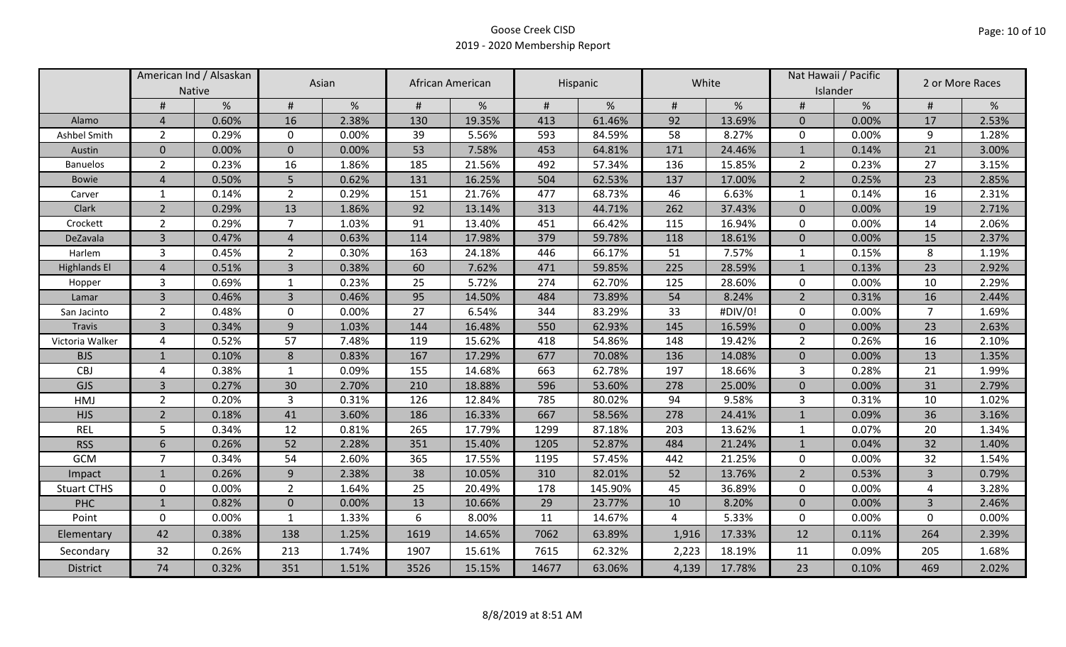# Goose Creek CISD

## 2019 - 2020 Membership Report

| | American Ind / Alsaskan Native | | Asian | | African American | | Hispanic | | White | | Nat Hawaii / Pacific Islander | | 2 or More Races | |
|---|---|---|---|---|---|---|---|---|---|---|---|---|---|---|
| | # | % | # | % | # | % | # | % | # | % | # | % | # | % |
| Alamo | 4 | 0.60% | 16 | 2.38% | 130 | 19.35% | 413 | 61.46% | 92 | 13.69% | 0 | 0.00% | 17 | 2.53% |
| Ashbel Smith | 2 | 0.29% | 0 | 0.00% | 39 | 5.56% | 593 | 84.59% | 58 | 8.27% | 0 | 0.00% | 9 | 1.28% |
| Austin | 0 | 0.00% | 0 | 0.00% | 53 | 7.58% | 453 | 64.81% | 171 | 24.46% | 1 | 0.14% | 21 | 3.00% |
| Banuelos | 2 | 0.23% | 16 | 1.86% | 185 | 21.56% | 492 | 57.34% | 136 | 15.85% | 2 | 0.23% | 27 | 3.15% |
| Bowie | 4 | 0.50% | 5 | 0.62% | 131 | 16.25% | 504 | 62.53% | 137 | 17.00% | 2 | 0.25% | 23 | 2.85% |
| Carver | 1 | 0.14% | 2 | 0.29% | 151 | 21.76% | 477 | 68.73% | 46 | 6.63% | 1 | 0.14% | 16 | 2.31% |
| Clark | 2 | 0.29% | 13 | 1.86% | 92 | 13.14% | 313 | 44.71% | 262 | 37.43% | 0 | 0.00% | 19 | 2.71% |
| Crockett | 2 | 0.29% | 7 | 1.03% | 91 | 13.40% | 451 | 66.42% | 115 | 16.94% | 0 | 0.00% | 14 | 2.06% |
| DeZavala | 3 | 0.47% | 4 | 0.63% | 114 | 17.98% | 379 | 59.78% | 118 | 18.61% | 0 | 0.00% | 15 | 2.37% |
| Harlem | 3 | 0.45% | 2 | 0.30% | 163 | 24.18% | 446 | 66.17% | 51 | 7.57% | 1 | 0.15% | 8 | 1.19% |
| Highlands El | 4 | 0.51% | 3 | 0.38% | 60 | 7.62% | 471 | 59.85% | 225 | 28.59% | 1 | 0.13% | 23 | 2.92% |
| Hopper | 3 | 0.69% | 1 | 0.23% | 25 | 5.72% | 274 | 62.70% | 125 | 28.60% | 0 | 0.00% | 10 | 2.29% |
| Lamar | 3 | 0.46% | 3 | 0.46% | 95 | 14.50% | 484 | 73.89% | 54 | 8.24% | 2 | 0.31% | 16 | 2.44% |
| San Jacinto | 2 | 0.48% | 0 | 0.00% | 27 | 6.54% | 344 | 83.29% | 33 | #DIV/0! | 0 | 0.00% | 7 | 1.69% |
| Travis | 3 | 0.34% | 9 | 1.03% | 144 | 16.48% | 550 | 62.93% | 145 | 16.59% | 0 | 0.00% | 23 | 2.63% |
| Victoria Walker | 4 | 0.52% | 57 | 7.48% | 119 | 15.62% | 418 | 54.86% | 148 | 19.42% | 2 | 0.26% | 16 | 2.10% |
| BJS | 1 | 0.10% | 8 | 0.83% | 167 | 17.29% | 677 | 70.08% | 136 | 14.08% | 0 | 0.00% | 13 | 1.35% |
| CBJ | 4 | 0.38% | 1 | 0.09% | 155 | 14.68% | 663 | 62.78% | 197 | 18.66% | 3 | 0.28% | 21 | 1.99% |
| GJS | 3 | 0.27% | 30 | 2.70% | 210 | 18.88% | 596 | 53.60% | 278 | 25.00% | 0 | 0.00% | 31 | 2.79% |
| HMJ | 2 | 0.20% | 3 | 0.31% | 126 | 12.84% | 785 | 80.02% | 94 | 9.58% | 3 | 0.31% | 10 | 1.02% |
| HJS | 2 | 0.18% | 41 | 3.60% | 186 | 16.33% | 667 | 58.56% | 278 | 24.41% | 1 | 0.09% | 36 | 3.16% |
| REL | 5 | 0.34% | 12 | 0.81% | 265 | 17.79% | 1299 | 87.18% | 203 | 13.62% | 1 | 0.07% | 20 | 1.34% |
| RSS | 6 | 0.26% | 52 | 2.28% | 351 | 15.40% | 1205 | 52.87% | 484 | 21.24% | 1 | 0.04% | 32 | 1.40% |
| GCM | 7 | 0.34% | 54 | 2.60% | 365 | 17.55% | 1195 | 57.45% | 442 | 21.25% | 0 | 0.00% | 32 | 1.54% |
| Impact | 1 | 0.26% | 9 | 2.38% | 38 | 10.05% | 310 | 82.01% | 52 | 13.76% | 2 | 0.53% | 3 | 0.79% |
| Stuart CTHS | 0 | 0.00% | 2 | 1.64% | 25 | 20.49% | 178 | 145.90% | 45 | 36.89% | 0 | 0.00% | 4 | 3.28% |
| PHC | 1 | 0.82% | 0 | 0.00% | 13 | 10.66% | 29 | 23.77% | 10 | 8.20% | 0 | 0.00% | 3 | 2.46% |
| Point | 0 | 0.00% | 1 | 1.33% | 6 | 8.00% | 11 | 14.67% | 4 | 5.33% | 0 | 0.00% | 0 | 0.00% |
| Elementary | 42 | 0.38% | 138 | 1.25% | 1619 | 14.65% | 7062 | 63.89% | 1,916 | 17.33% | 12 | 0.11% | 264 | 2.39% |
| Secondary | 32 | 0.26% | 213 | 1.74% | 1907 | 15.61% | 7615 | 62.32% | 2,223 | 18.19% | 11 | 0.09% | 205 | 1.68% |
| District | 74 | 0.32% | 351 | 1.51% | 3526 | 15.15% | 14677 | 63.06% | 4,139 | 17.78% | 23 | 0.10% | 469 | 2.02% |

8/8/2019 at 8:51 AM